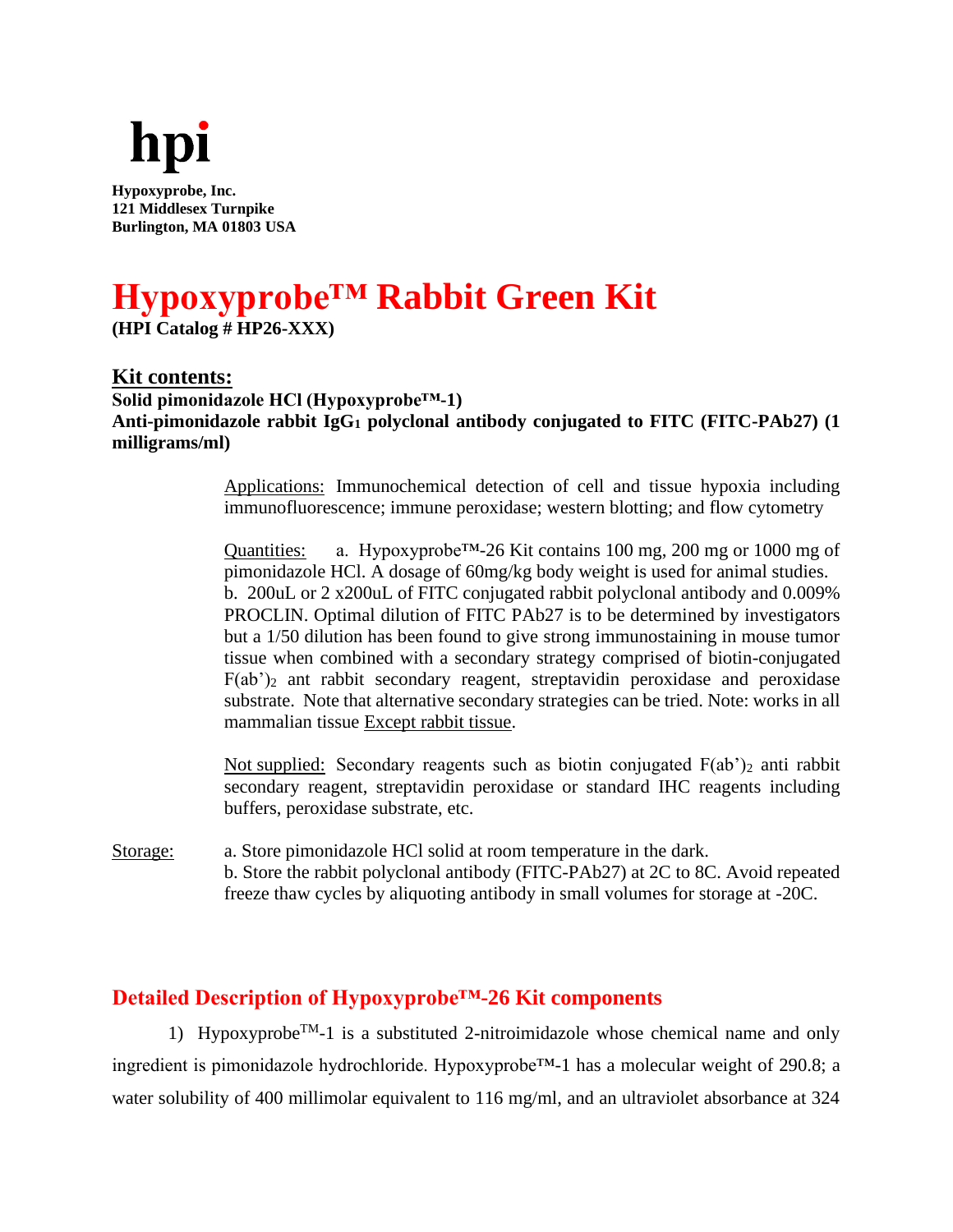**hpi**

**Hypoxyprobe, Inc.**
**121 Middlesex Turnpike**
**Burlington, MA 01803 USA**

# Hypoxyprobe™ Rabbit Green Kit

**(HPI Catalog # HP26-XXX)**

## Kit contents:

**Solid pimonidazole HCl (Hypoxyprobe™-1)**
**Anti-pimonidazole rabbit $IgG_1$ polyclonal antibody conjugated to FITC (FITC-PAb27) (1 milligrams/ml)**

Applications: Immunochemical detection of cell and tissue hypoxia including immunofluorescence; immune peroxidase; western blotting; and flow cytometry

Quantities: a. Hypoxyprobe™-26 Kit contains 100 mg, 200 mg or 1000 mg of pimonidazole HCl. A dosage of 60mg/kg body weight is used for animal studies.
b. 200uL or 2 x200uL of FITC conjugated rabbit polyclonal antibody and 0.009% PROCLIN. Optimal dilution of FITC PAb27 is to be determined by investigators but a 1/50 dilution has been found to give strong immunostaining in mouse tumor tissue when combined with a secondary strategy comprised of biotin-conjugated $F(ab')_2$ ant rabbit secondary reagent, streptavidin peroxidase and peroxidase substrate. Note that alternative secondary strategies can be tried. Note: works in all mammalian tissue Except rabbit tissue.

Not supplied: Secondary reagents such as biotin conjugated $F(ab')_2$ anti rabbit secondary reagent, streptavidin peroxidase or standard IHC reagents including buffers, peroxidase substrate, etc.

Storage: a. Store pimonidazole HCl solid at room temperature in the dark.
b. Store the rabbit polyclonal antibody (FITC-PAb27) at 2C to 8C. Avoid repeated freeze thaw cycles by aliquoting antibody in small volumes for storage at -20C.

## Detailed Description of Hypoxyprobe™-26 Kit components

1) Hypoxyprobe™-1 is a substituted 2-nitroimidazole whose chemical name and only ingredient is pimonidazole hydrochloride. Hypoxyprobe™-1 has a molecular weight of 290.8; a water solubility of 400 millimolar equivalent to 116 mg/ml, and an ultraviolet absorbance at 324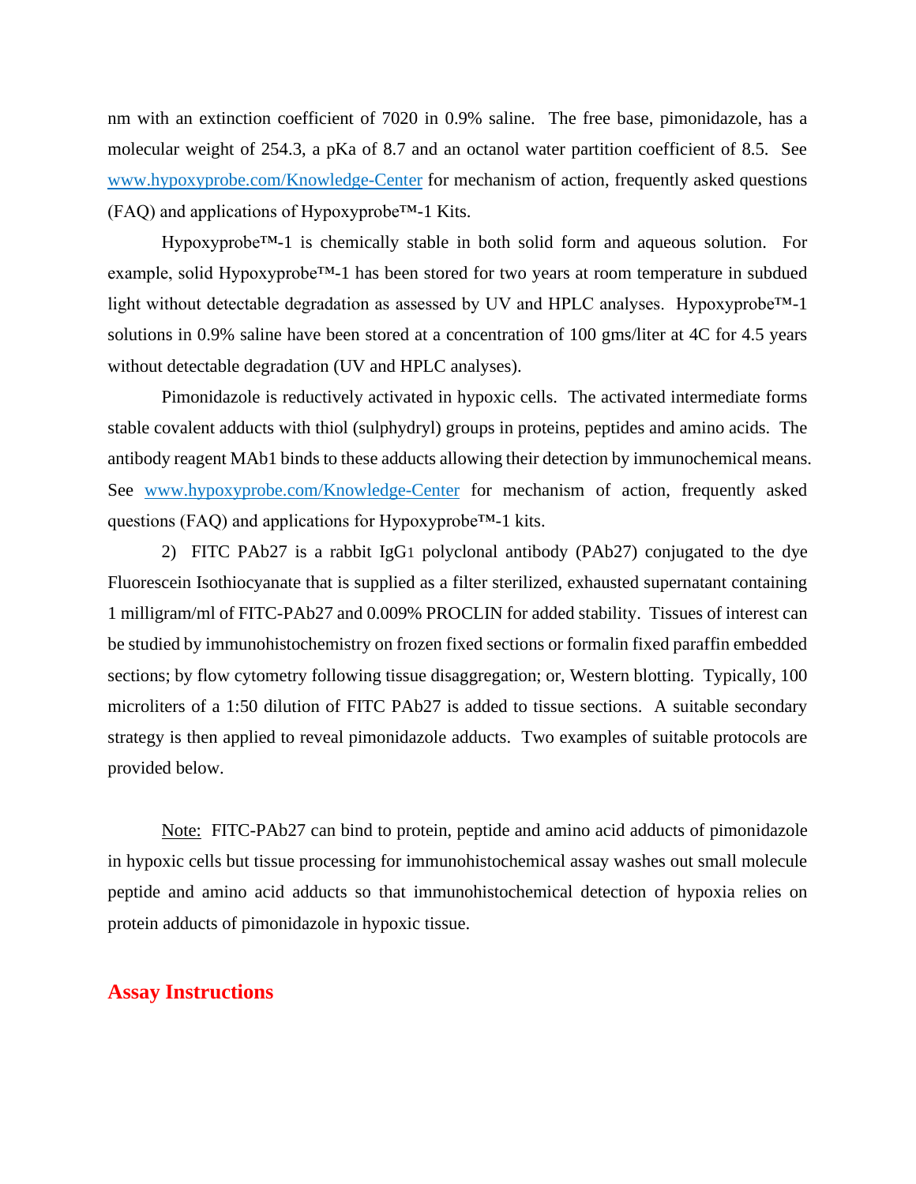nm with an extinction coefficient of 7020 in 0.9% saline. The free base, pimonidazole, has a molecular weight of 254.3, a pKa of 8.7 and an octanol water partition coefficient of 8.5. See www.hypoxyprobe.com/Knowledge-Center for mechanism of action, frequently asked questions (FAQ) and applications of Hypoxyprobe™-1 Kits.

Hypoxyprobe™-1 is chemically stable in both solid form and aqueous solution. For example, solid Hypoxyprobe™-1 has been stored for two years at room temperature in subdued light without detectable degradation as assessed by UV and HPLC analyses. Hypoxyprobe™-1 solutions in 0.9% saline have been stored at a concentration of 100 gms/liter at 4C for 4.5 years without detectable degradation (UV and HPLC analyses).

Pimonidazole is reductively activated in hypoxic cells. The activated intermediate forms stable covalent adducts with thiol (sulphydryl) groups in proteins, peptides and amino acids. The antibody reagent MAb1 binds to these adducts allowing their detection by immunochemical means. See www.hypoxyprobe.com/Knowledge-Center for mechanism of action, frequently asked questions (FAQ) and applications for Hypoxyprobe™-1 kits.

2) FITC PAb27 is a rabbit $IgG_1$ polyclonal antibody (PAb27) conjugated to the dye Fluorescein Isothiocyanate that is supplied as a filter sterilized, exhausted supernatant containing 1 milligram/ml of FITC-PAb27 and 0.009% PROCLIN for added stability. Tissues of interest can be studied by immunohistochemistry on frozen fixed sections or formalin fixed paraffin embedded sections; by flow cytometry following tissue disaggregation; or, Western blotting. Typically, 100 microliters of a 1:50 dilution of FITC PAb27 is added to tissue sections. A suitable secondary strategy is then applied to reveal pimonidazole adducts. Two examples of suitable protocols are provided below.

Note: FITC-PAb27 can bind to protein, peptide and amino acid adducts of pimonidazole in hypoxic cells but tissue processing for immunohistochemical assay washes out small molecule peptide and amino acid adducts so that immunohistochemical detection of hypoxia relies on protein adducts of pimonidazole in hypoxic tissue.

## Assay Instructions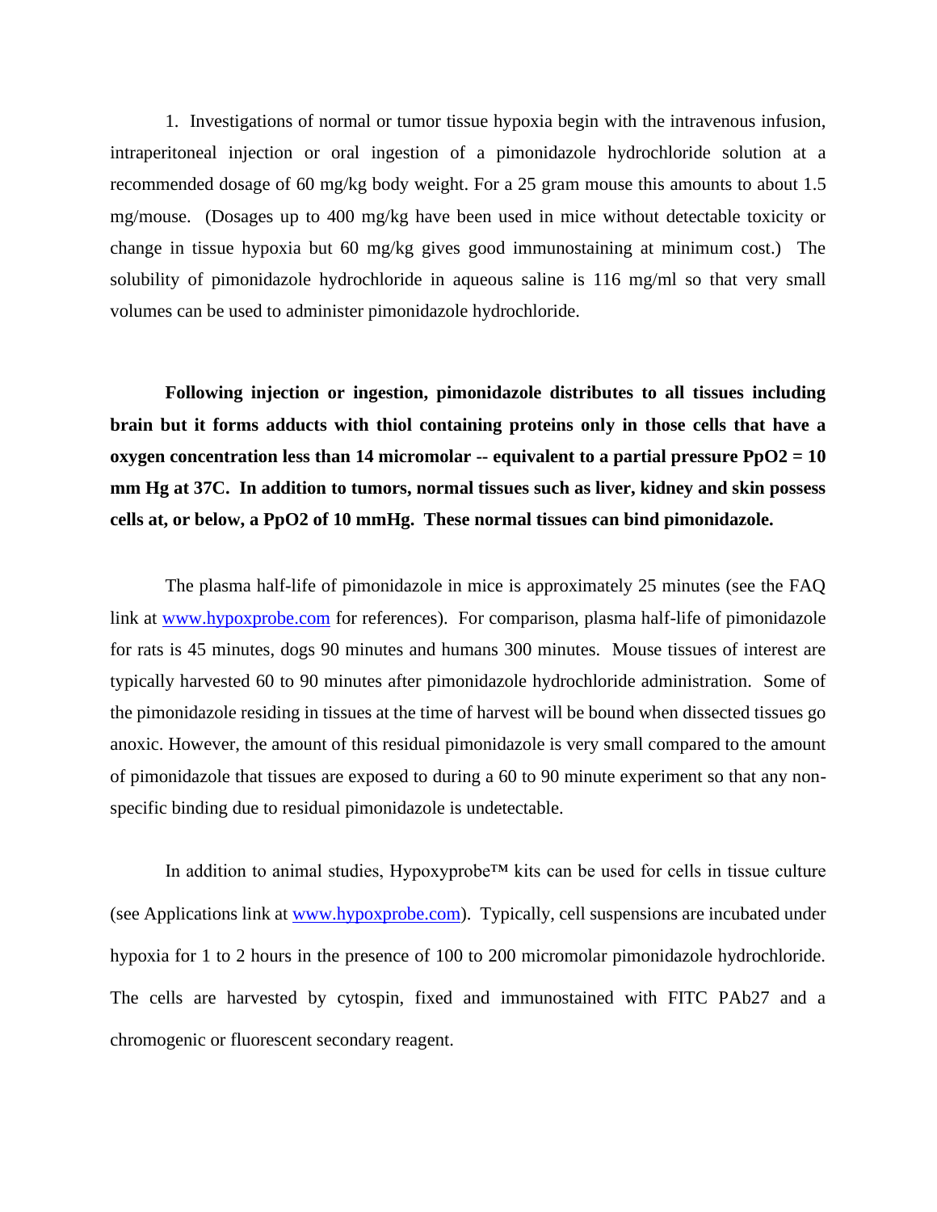1. Investigations of normal or tumor tissue hypoxia begin with the intravenous infusion, intraperitoneal injection or oral ingestion of a pimonidazole hydrochloride solution at a recommended dosage of 60 mg/kg body weight. For a 25 gram mouse this amounts to about 1.5 mg/mouse. (Dosages up to 400 mg/kg have been used in mice without detectable toxicity or change in tissue hypoxia but 60 mg/kg gives good immunostaining at minimum cost.) The solubility of pimonidazole hydrochloride in aqueous saline is 116 mg/ml so that very small volumes can be used to administer pimonidazole hydrochloride.

**Following injection or ingestion, pimonidazole distributes to all tissues including brain but it forms adducts with thiol containing proteins only in those cells that have a oxygen concentration less than 14 micromolar -- equivalent to a partial pressure PpO2 = 10 mm Hg at 37C. In addition to tumors, normal tissues such as liver, kidney and skin possess cells at, or below, a PpO2 of 10 mmHg. These normal tissues can bind pimonidazole.**

The plasma half-life of pimonidazole in mice is approximately 25 minutes (see the FAQ link at www.hypoxprobe.com for references). For comparison, plasma half-life of pimonidazole for rats is 45 minutes, dogs 90 minutes and humans 300 minutes. Mouse tissues of interest are typically harvested 60 to 90 minutes after pimonidazole hydrochloride administration. Some of the pimonidazole residing in tissues at the time of harvest will be bound when dissected tissues go anoxic. However, the amount of this residual pimonidazole is very small compared to the amount of pimonidazole that tissues are exposed to during a 60 to 90 minute experiment so that any non-specific binding due to residual pimonidazole is undetectable.

In addition to animal studies, Hypoxyprobe™ kits can be used for cells in tissue culture (see Applications link at www.hypoxprobe.com). Typically, cell suspensions are incubated under hypoxia for 1 to 2 hours in the presence of 100 to 200 micromolar pimonidazole hydrochloride. The cells are harvested by cytospin, fixed and immunostained with FITC PAb27 and a chromogenic or fluorescent secondary reagent.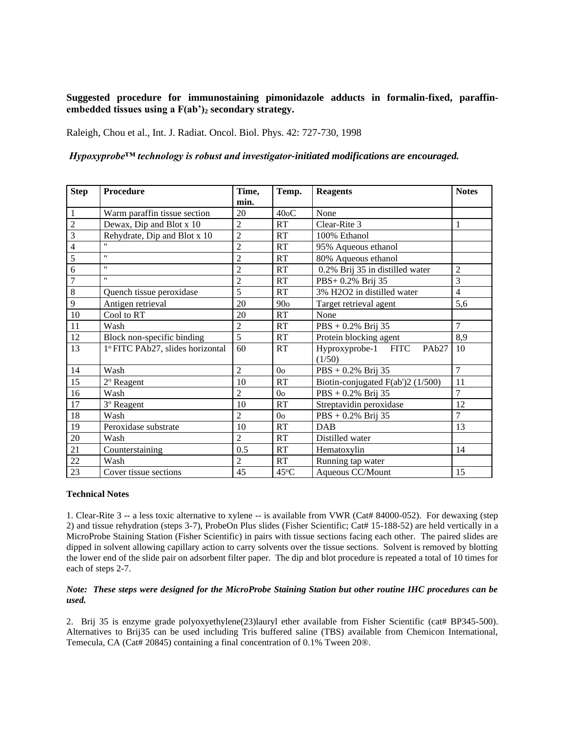**Suggested procedure for immunostaining pimonidazole adducts in formalin-fixed, paraffin-embedded tissues using a F(ab')$_2$ secondary strategy.**

Raleigh, Chou et al., Int. J. Radiat. Oncol. Biol. Phys. 42: 727-730, 1998

***Hypoxyprobe™ technology is robust and investigator-initiated modifications are encouraged.***

| Step | Procedure | Time, min. | Temp. | Reagents | Notes |
|---|---|---|---|---|---|
| 1 | Warm paraffin tissue section | 20 | 40oC | None | |
| 2 | Dewax, Dip and Blot x 10 | 2 | RT | Clear-Rite 3 | 1 |
| 3 | Rehydrate, Dip and Blot x 10 | 2 | RT | 100% Ethanol | |
| 4 | " | 2 | RT | 95% Aqueous ethanol | |
| 5 | " | 2 | RT | 80% Aqueous ethanol | |
| 6 | " | 2 | RT | 0.2% Brij 35 in distilled water | 2 |
| 7 | " | 2 | RT | PBS+ 0.2% Brij 35 | 3 |
| 8 | Quench tissue peroxidase | 5 | RT | 3% H2O2 in distilled water | 4 |
| 9 | Antigen retrieval | 20 | 90o | Target retrieval agent | 5,6 |
| 10 | Cool to RT | 20 | RT | None | |
| 11 | Wash | 2 | RT | PBS + 0.2% Brij 35 | 7 |
| 12 | Block non-specific binding | 5 | RT | Protein blocking agent | 8,9 |
| 13 | 1° FITC PAb27, slides horizontal | 60 | RT | Hyproxyprobe-1 FITC PAb27 (1/50) | 10 |
| 14 | Wash | 2 | 0o | PBS + 0.2% Brij 35 | 7 |
| 15 | 2° Reagent | 10 | RT | Biotin-conjugated F(ab')2 (1/500) | 11 |
| 16 | Wash | 2 | 0o | PBS + 0.2% Brij 35 | 7 |
| 17 | 3° Reagent | 10 | RT | Streptavidin peroxidase | 12 |
| 18 | Wash | 2 | 0o | PBS + 0.2% Brij 35 | 7 |
| 19 | Peroxidase substrate | 10 | RT | DAB | 13 |
| 20 | Wash | 2 | RT | Distilled water | |
| 21 | Counterstaining | 0.5 | RT | Hematoxylin | 14 |
| 22 | Wash | 2 | RT | Running tap water | |
| 23 | Cover tissue sections | 45 | 45°C | Aqueous CC/Mount | 15 |

**Technical Notes**

1. Clear-Rite 3 -- a less toxic alternative to xylene -- is available from VWR (Cat# 84000-052). For dewaxing (step 2) and tissue rehydration (steps 3-7), ProbeOn Plus slides (Fisher Scientific; Cat# 15-188-52) are held vertically in a MicroProbe Staining Station (Fisher Scientific) in pairs with tissue sections facing each other. The paired slides are dipped in solvent allowing capillary action to carry solvents over the tissue sections. Solvent is removed by blotting the lower end of the slide pair on adsorbent filter paper. The dip and blot procedure is repeated a total of 10 times for each of steps 2-7.

***Note: These steps were designed for the MicroProbe Staining Station but other routine IHC procedures can be used.***

2. Brij 35 is enzyme grade polyoxyethylene(23)lauryl ether available from Fisher Scientific (cat# BP345-500). Alternatives to Brij35 can be used including Tris buffered saline (TBS) available from Chemicon International, Temecula, CA (Cat# 20845) containing a final concentration of 0.1% Tween 20®.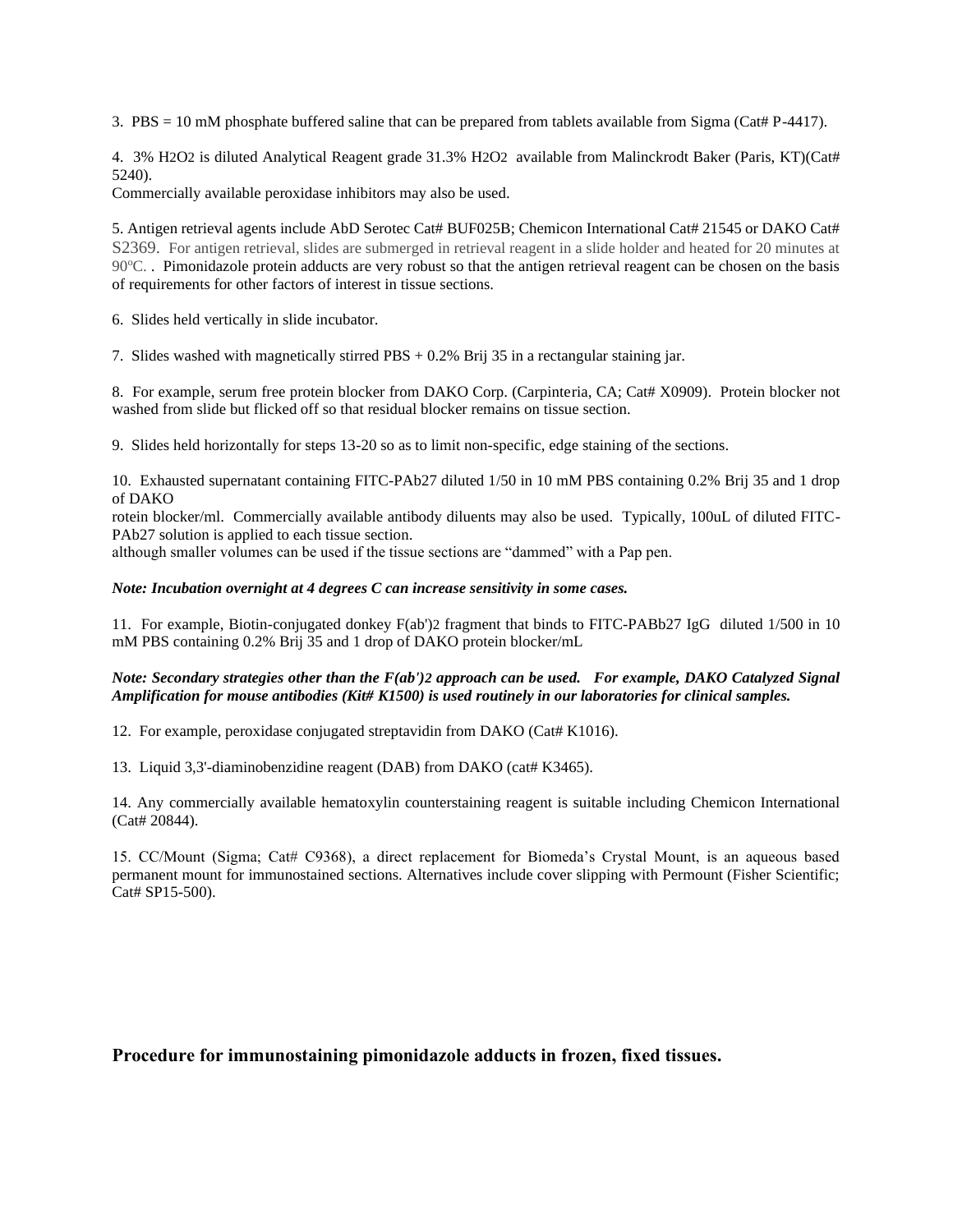3. PBS = 10 mM phosphate buffered saline that can be prepared from tablets available from Sigma (Cat# P-4417).

4. 3% $H_2O_2$ is diluted Analytical Reagent grade 31.3% $H_2O_2$ available from Malinckrodt Baker (Paris, KT)(Cat# 5240).
Commercially available peroxidase inhibitors may also be used.

5. Antigen retrieval agents include AbD Serotec Cat# BUF025B; Chemicon International Cat# 21545 or DAKO Cat# S2369. For antigen retrieval, slides are submerged in retrieval reagent in a slide holder and heated for 20 minutes at 90°C. . Pimonidazole protein adducts are very robust so that the antigen retrieval reagent can be chosen on the basis of requirements for other factors of interest in tissue sections.

6. Slides held vertically in slide incubator.

7. Slides washed with magnetically stirred PBS + 0.2% Brij 35 in a rectangular staining jar.

8. For example, serum free protein blocker from DAKO Corp. (Carpinteria, CA; Cat# X0909). Protein blocker not washed from slide but flicked off so that residual blocker remains on tissue section.

9. Slides held horizontally for steps 13-20 so as to limit non-specific, edge staining of the sections.

10. Exhausted supernatant containing FITC-PAb27 diluted 1/50 in 10 mM PBS containing 0.2% Brij 35 and 1 drop of DAKO
rotein blocker/ml. Commercially available antibody diluents may also be used. Typically, 100uL of diluted FITC-PAb27 solution is applied to each tissue section.
although smaller volumes can be used if the tissue sections are "dammed" with a Pap pen.

***Note: Incubation overnight at 4 degrees C can increase sensitivity in some cases.***

11. For example, Biotin-conjugated donkey $F(ab')_2$ fragment that binds to FITC-PABb27 IgG diluted 1/500 in 10 mM PBS containing 0.2% Brij 35 and 1 drop of DAKO protein blocker/mL

***Note: Secondary strategies other than the $F(ab')_2$ approach can be used. For example, DAKO Catalyzed Signal Amplification for mouse antibodies (Kit# K1500) is used routinely in our laboratories for clinical samples.***

12. For example, peroxidase conjugated streptavidin from DAKO (Cat# K1016).

13. Liquid 3,3'-diaminobenzidine reagent (DAB) from DAKO (cat# K3465).

14. Any commercially available hematoxylin counterstaining reagent is suitable including Chemicon International (Cat# 20844).

15. CC/Mount (Sigma; Cat# C9368), a direct replacement for Biomeda's Crystal Mount, is an aqueous based permanent mount for immunostained sections. Alternatives include cover slipping with Permount (Fisher Scientific; Cat# SP15-500).

## Procedure for immunostaining pimonidazole adducts in frozen, fixed tissues.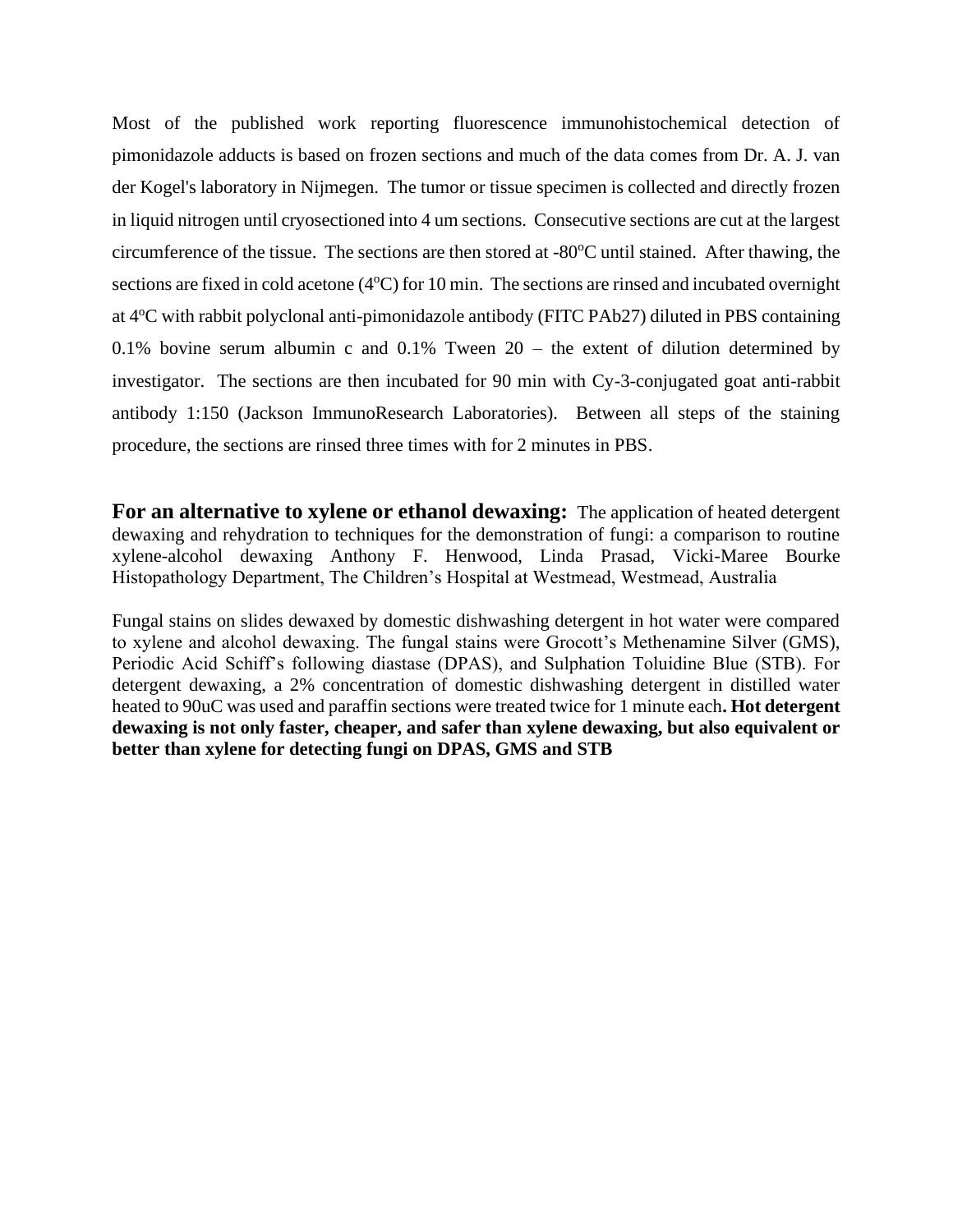Most of the published work reporting fluorescence immunohistochemical detection of pimonidazole adducts is based on frozen sections and much of the data comes from Dr. A. J. van der Kogel's laboratory in Nijmegen. The tumor or tissue specimen is collected and directly frozen in liquid nitrogen until cryosectioned into 4 um sections. Consecutive sections are cut at the largest circumference of the tissue. The sections are then stored at -80$^{o}$C until stained. After thawing, the sections are fixed in cold acetone (4$^{o}$C) for 10 min. The sections are rinsed and incubated overnight at 4$^{o}$C with rabbit polyclonal anti-pimonidazole antibody (FITC PAb27) diluted in PBS containing 0.1% bovine serum albumin c and 0.1% Tween 20 – the extent of dilution determined by investigator. The sections are then incubated for 90 min with Cy-3-conjugated goat anti-rabbit antibody 1:150 (Jackson ImmunoResearch Laboratories). Between all steps of the staining procedure, the sections are rinsed three times with for 2 minutes in PBS.

**For an alternative to xylene or ethanol dewaxing:** The application of heated detergent dewaxing and rehydration to techniques for the demonstration of fungi: a comparison to routine xylene-alcohol dewaxing Anthony F. Henwood, Linda Prasad, Vicki-Maree Bourke Histopathology Department, The Children's Hospital at Westmead, Westmead, Australia

Fungal stains on slides dewaxed by domestic dishwashing detergent in hot water were compared to xylene and alcohol dewaxing. The fungal stains were Grocott's Methenamine Silver (GMS), Periodic Acid Schiff's following diastase (DPAS), and Sulphation Toluidine Blue (STB). For detergent dewaxing, a 2% concentration of domestic dishwashing detergent in distilled water heated to 90uC was used and paraffin sections were treated twice for 1 minute each**. Hot detergent dewaxing is not only faster, cheaper, and safer than xylene dewaxing, but also equivalent or better than xylene for detecting fungi on DPAS, GMS and STB**